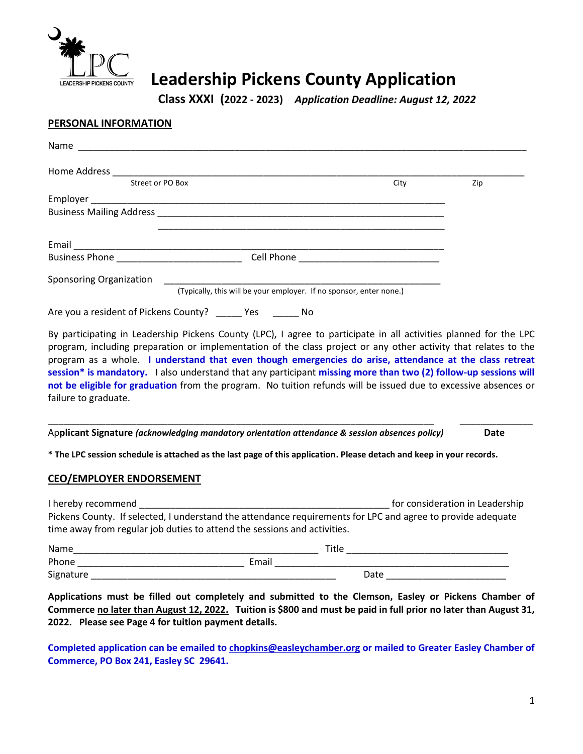LEADERSHIP PICKENS COUNTY

# Leadership Pickens County Application

**Class XXXI (2022 - 2023)** ***Application Deadline: August 12, 2022***

## PERSONAL INFORMATION

Name ____________________________________________________________________________

Home Address ______________________________________________________________________
Street or PO Box City Zip

Employer _________________________________________________________________

Business Mailing Address ____________________________________________________

____________________________________________________

Email ___________________________________________________________________

Business Phone ______________________ Cell Phone _________________________

Sponsoring Organization ___________________________________________________
(Typically, this will be your employer. If no sponsor, enter none.)

Are you a resident of Pickens County? _____ Yes _____ No

By participating in Leadership Pickens County (LPC), I agree to participate in all activities planned for the LPC program, including preparation or implementation of the class project or any other activity that relates to the program as a whole. **I understand that even though emergencies do arise, attendance at the class retreat session* is mandatory.** I also understand that any participant **missing more than two (2) follow-up sessions will not be eligible for graduation** from the program. No tuition refunds will be issued due to excessive absences or failure to graduate.

_________________________________________________________________________ _____________

**Applicant Signature** ***(acknowledging mandatory orientation attendance & session absences policy)*** **Date**

**\* The LPC session schedule is attached as the last page of this application. Please detach and keep in your records.**

## CEO/EMPLOYER ENDORSEMENT

I hereby recommend _____________________________________________ for consideration in Leadership Pickens County. If selected, I understand the attendance requirements for LPC and agree to provide adequate time away from regular job duties to attend the sessions and activities.

Name____________________________________________ Title _____________________________

Phone ______________________________ Email __________________________________________

Signature ______________________________________________ Date ______________________

**Applications must be filled out completely and submitted to the Clemson, Easley or Pickens Chamber of Commerce no later than August 12, 2022. Tuition is $800 and must be paid in full prior no later than August 31, 2022. Please see Page 4 for tuition payment details.**

**Completed application can be emailed to chopkins@easleychamber.org or mailed to Greater Easley Chamber of Commerce, PO Box 241, Easley SC 29641.**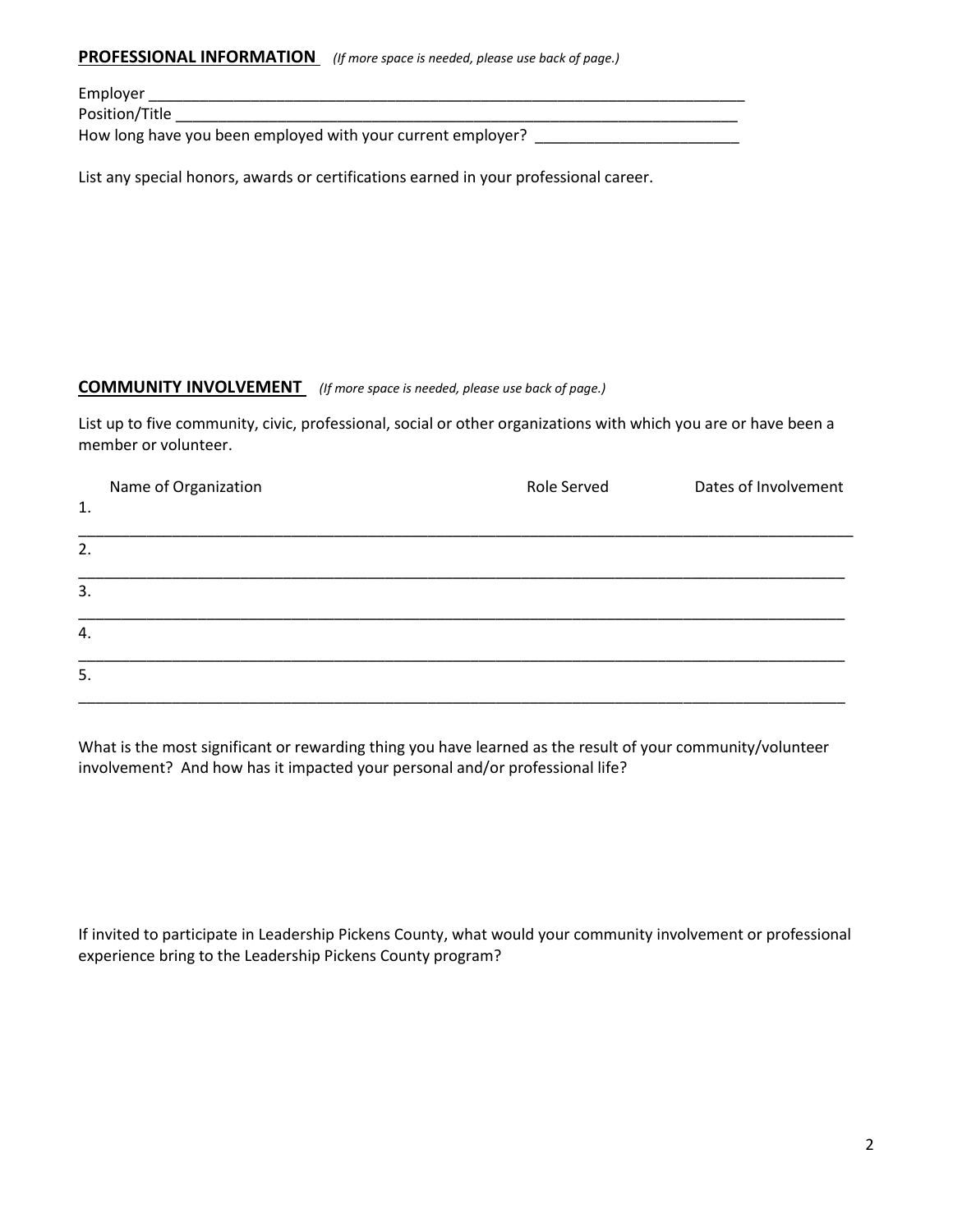**PROFESSIONAL INFORMATION** *(If more space is needed, please use back of page.)*

Employer ______________________________________________________________________

Position/Title ____________________________________________________________________

How long have you been employed with your current employer? _______________________

List any special honors, awards or certifications earned in your professional career.

**COMMUNITY INVOLVEMENT** *(If more space is needed, please use back of page.)*

List up to five community, civic, professional, social or other organizations with which you are or have been a member or volunteer.

| | Name of Organization | Role Served | Dates of Involvement |
|---|---|---|---|
| 1. | | | |
| 2. | | | |
| 3. | | | |
| 4. | | | |
| 5. | | | |

What is the most significant or rewarding thing you have learned as the result of your community/volunteer involvement? And how has it impacted your personal and/or professional life?

If invited to participate in Leadership Pickens County, what would your community involvement or professional experience bring to the Leadership Pickens County program?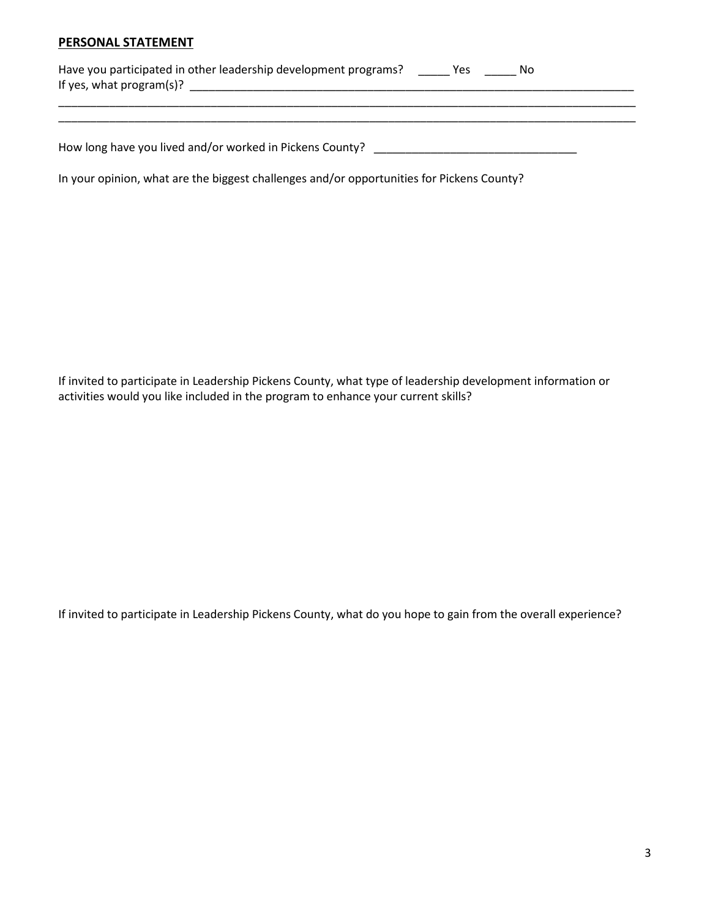## PERSONAL STATEMENT

Have you participated in other leadership development programs? _____ Yes _____ No

If yes, what program(s)? ___________________________________________________________________________

______________________________________________________________________________________________

______________________________________________________________________________________________

How long have you lived and/or worked in Pickens County? ________________________________

In your opinion, what are the biggest challenges and/or opportunities for Pickens County?

If invited to participate in Leadership Pickens County, what type of leadership development information or activities would you like included in the program to enhance your current skills?

If invited to participate in Leadership Pickens County, what do you hope to gain from the overall experience?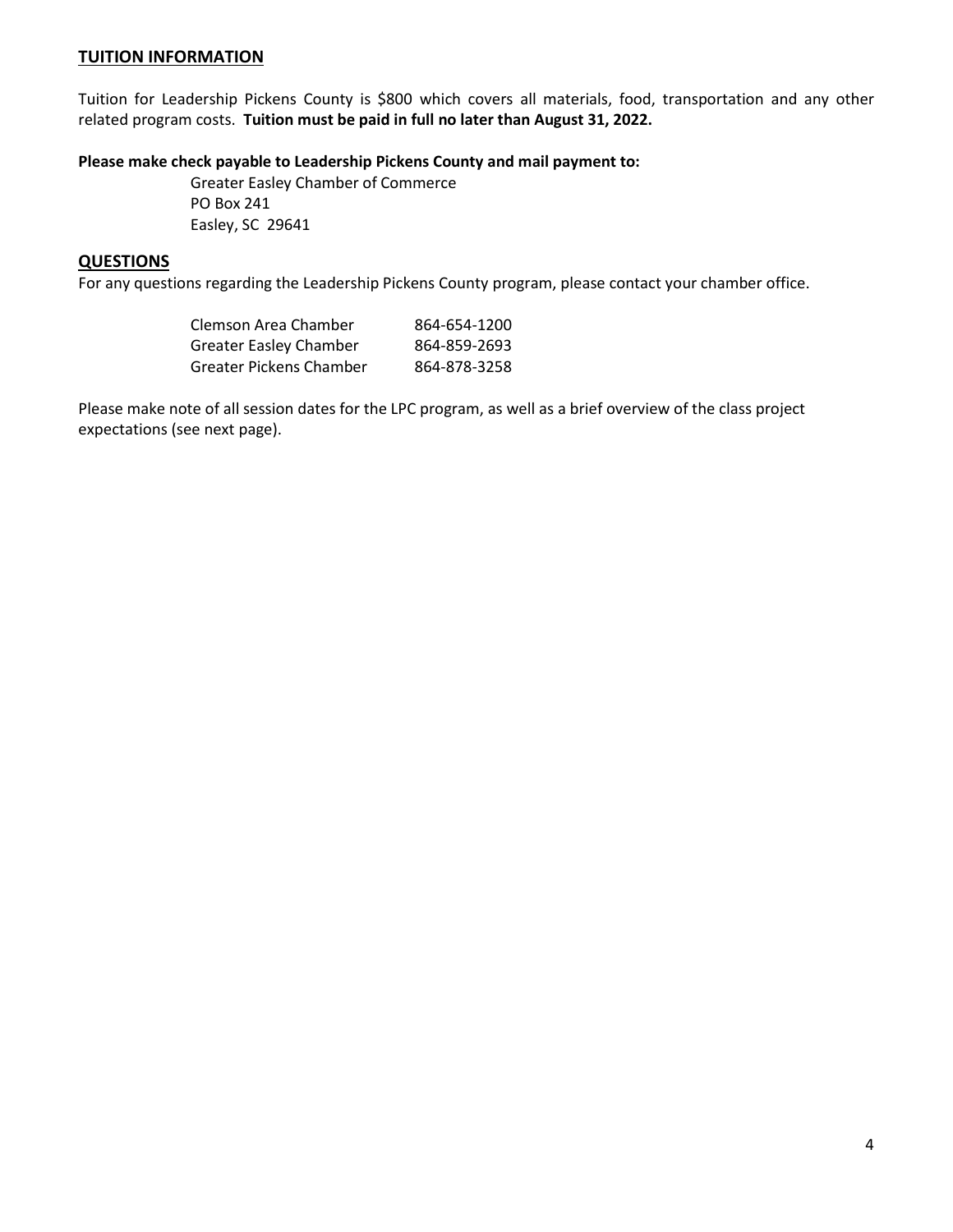## TUITION INFORMATION

Tuition for Leadership Pickens County is $800 which covers all materials, food, transportation and any other related program costs. **Tuition must be paid in full no later than August 31, 2022.**

**Please make check payable to Leadership Pickens County and mail payment to:**

Greater Easley Chamber of Commerce
PO Box 241
Easley, SC 29641

## QUESTIONS

For any questions regarding the Leadership Pickens County program, please contact your chamber office.

| | |
|---|---|
| Clemson Area Chamber | 864-654-1200 |
| Greater Easley Chamber | 864-859-2693 |
| Greater Pickens Chamber | 864-878-3258 |

Please make note of all session dates for the LPC program, as well as a brief overview of the class project expectations (see next page).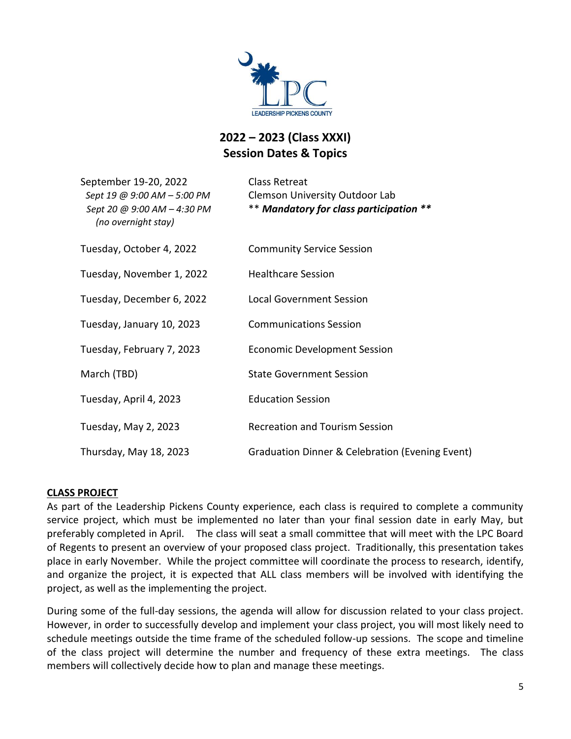LEADERSHIP PICKENS COUNTY

## 2022 – 2023 (Class XXXI)
## Session Dates & Topics

| | |
|---|---|
| September 19-20, 2022<br>*Sept 19 @ 9:00 AM – 5:00 PM*<br>*Sept 20 @ 9:00 AM – 4:30 PM*<br>*(no overnight stay)* | Class Retreat<br>Clemson University Outdoor Lab<br>** ***Mandatory for class participation*** ** |
| Tuesday, October 4, 2022 | Community Service Session |
| Tuesday, November 1, 2022 | Healthcare Session |
| Tuesday, December 6, 2022 | Local Government Session |
| Tuesday, January 10, 2023 | Communications Session |
| Tuesday, February 7, 2023 | Economic Development Session |
| March (TBD) | State Government Session |
| Tuesday, April 4, 2023 | Education Session |
| Tuesday, May 2, 2023 | Recreation and Tourism Session |
| Thursday, May 18, 2023 | Graduation Dinner & Celebration (Evening Event) |

**CLASS PROJECT**

As part of the Leadership Pickens County experience, each class is required to complete a community service project, which must be implemented no later than your final session date in early May, but preferably completed in April. The class will seat a small committee that will meet with the LPC Board of Regents to present an overview of your proposed class project. Traditionally, this presentation takes place in early November. While the project committee will coordinate the process to research, identify, and organize the project, it is expected that ALL class members will be involved with identifying the project, as well as the implementing the project.

During some of the full-day sessions, the agenda will allow for discussion related to your class project. However, in order to successfully develop and implement your class project, you will most likely need to schedule meetings outside the time frame of the scheduled follow-up sessions. The scope and timeline of the class project will determine the number and frequency of these extra meetings. The class members will collectively decide how to plan and manage these meetings.